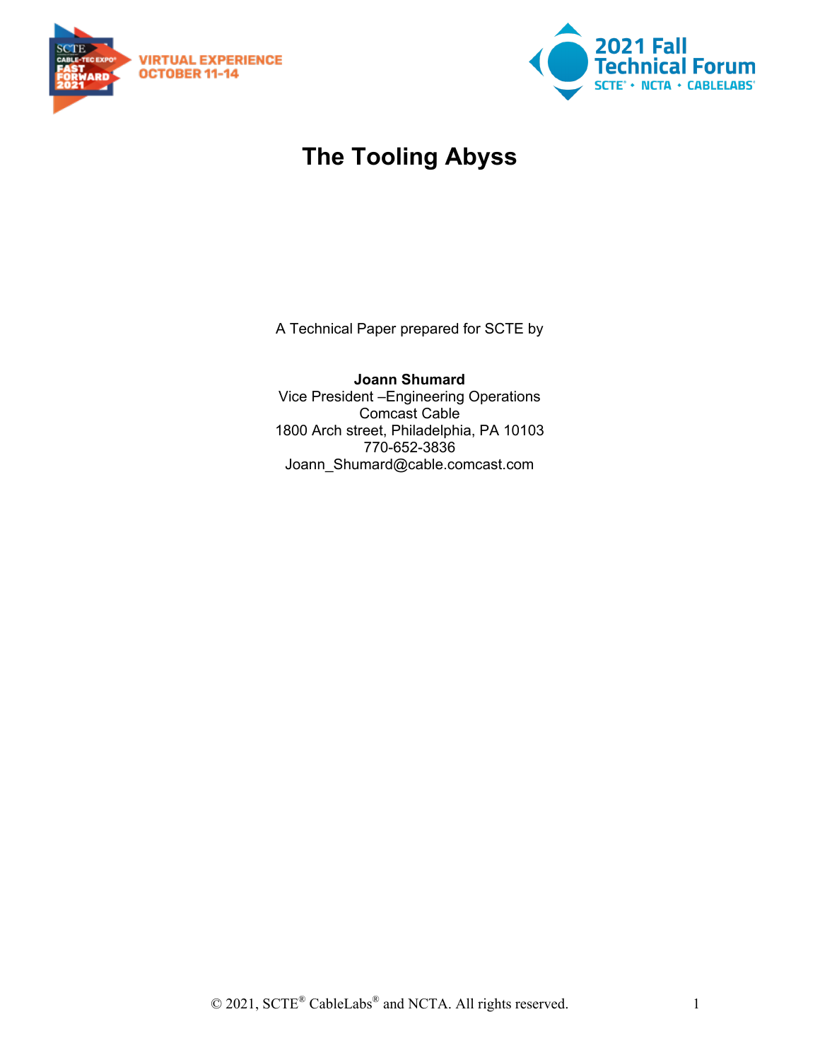# The Tooling Abyss

A Technical Paper prepared for SCTE by

**Joann Shumard**
Vice President –Engineering Operations
Comcast Cable
1800 Arch street, Philadelphia, PA 10103
770-652-3836
Joann_Shumard@cable.comcast.com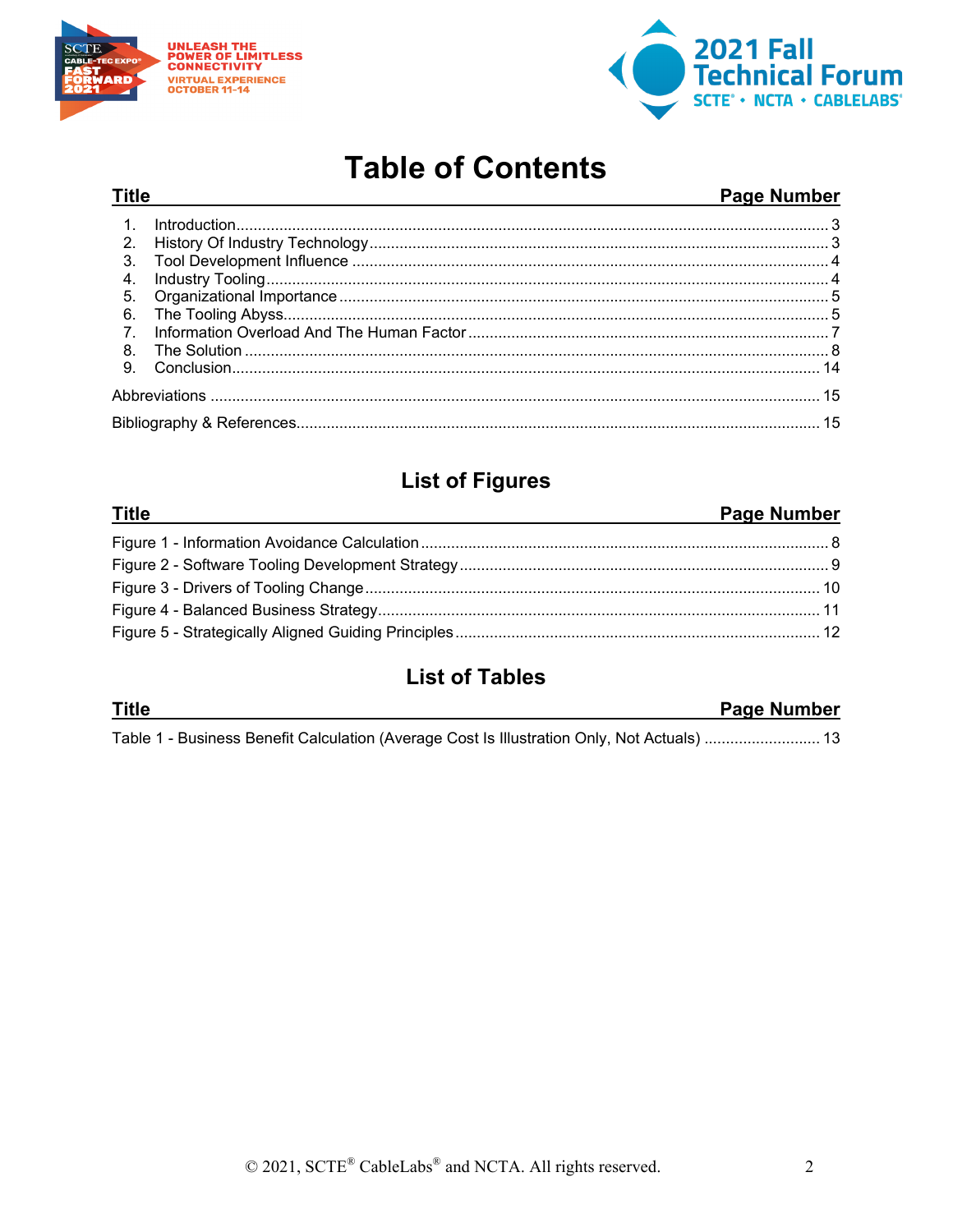# Table of Contents

| Title | Page Number |
|---|---|
| 1. Introduction | 3 |
| 2. History Of Industry Technology | 3 |
| 3. Tool Development Influence | 4 |
| 4. Industry Tooling | 4 |
| 5. Organizational Importance | 5 |
| 6. The Tooling Abyss | 5 |
| 7. Information Overload And The Human Factor | 7 |
| 8. The Solution | 8 |
| 9. Conclusion | 14 |
| Abbreviations | 15 |
| Bibliography & References | 15 |

## List of Figures

| Title | Page Number |
|---|---|
| Figure 1 - Information Avoidance Calculation | 8 |
| Figure 2 - Software Tooling Development Strategy | 9 |
| Figure 3 - Drivers of Tooling Change | 10 |
| Figure 4 - Balanced Business Strategy | 11 |
| Figure 5 - Strategically Aligned Guiding Principles | 12 |

## List of Tables

| Title | Page Number |
|---|---|
| Table 1 - Business Benefit Calculation (Average Cost Is Illustration Only, Not Actuals) | 13 |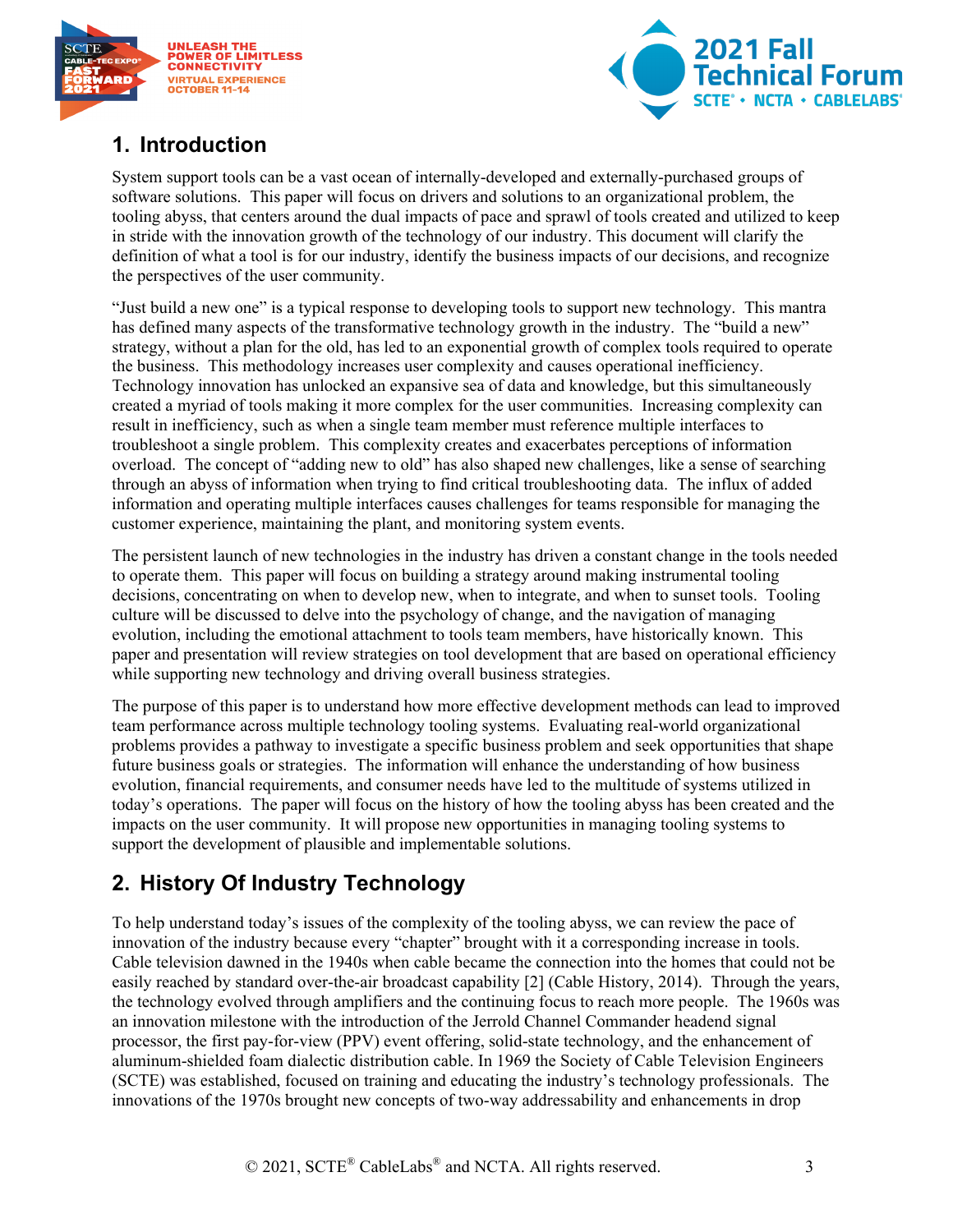## 1. Introduction

System support tools can be a vast ocean of internally-developed and externally-purchased groups of software solutions. This paper will focus on drivers and solutions to an organizational problem, the tooling abyss, that centers around the dual impacts of pace and sprawl of tools created and utilized to keep in stride with the innovation growth of the technology of our industry. This document will clarify the definition of what a tool is for our industry, identify the business impacts of our decisions, and recognize the perspectives of the user community.

"Just build a new one" is a typical response to developing tools to support new technology. This mantra has defined many aspects of the transformative technology growth in the industry. The "build a new" strategy, without a plan for the old, has led to an exponential growth of complex tools required to operate the business. This methodology increases user complexity and causes operational inefficiency. Technology innovation has unlocked an expansive sea of data and knowledge, but this simultaneously created a myriad of tools making it more complex for the user communities. Increasing complexity can result in inefficiency, such as when a single team member must reference multiple interfaces to troubleshoot a single problem. This complexity creates and exacerbates perceptions of information overload. The concept of "adding new to old" has also shaped new challenges, like a sense of searching through an abyss of information when trying to find critical troubleshooting data. The influx of added information and operating multiple interfaces causes challenges for teams responsible for managing the customer experience, maintaining the plant, and monitoring system events.

The persistent launch of new technologies in the industry has driven a constant change in the tools needed to operate them. This paper will focus on building a strategy around making instrumental tooling decisions, concentrating on when to develop new, when to integrate, and when to sunset tools. Tooling culture will be discussed to delve into the psychology of change, and the navigation of managing evolution, including the emotional attachment to tools team members, have historically known. This paper and presentation will review strategies on tool development that are based on operational efficiency while supporting new technology and driving overall business strategies.

The purpose of this paper is to understand how more effective development methods can lead to improved team performance across multiple technology tooling systems. Evaluating real-world organizational problems provides a pathway to investigate a specific business problem and seek opportunities that shape future business goals or strategies. The information will enhance the understanding of how business evolution, financial requirements, and consumer needs have led to the multitude of systems utilized in today's operations. The paper will focus on the history of how the tooling abyss has been created and the impacts on the user community. It will propose new opportunities in managing tooling systems to support the development of plausible and implementable solutions.

## 2. History Of Industry Technology

To help understand today's issues of the complexity of the tooling abyss, we can review the pace of innovation of the industry because every "chapter" brought with it a corresponding increase in tools. Cable television dawned in the 1940s when cable became the connection into the homes that could not be easily reached by standard over-the-air broadcast capability [2] (Cable History, 2014). Through the years, the technology evolved through amplifiers and the continuing focus to reach more people. The 1960s was an innovation milestone with the introduction of the Jerrold Channel Commander headend signal processor, the first pay-for-view (PPV) event offering, solid-state technology, and the enhancement of aluminum-shielded foam dialectic distribution cable. In 1969 the Society of Cable Television Engineers (SCTE) was established, focused on training and educating the industry's technology professionals. The innovations of the 1970s brought new concepts of two-way addressability and enhancements in drop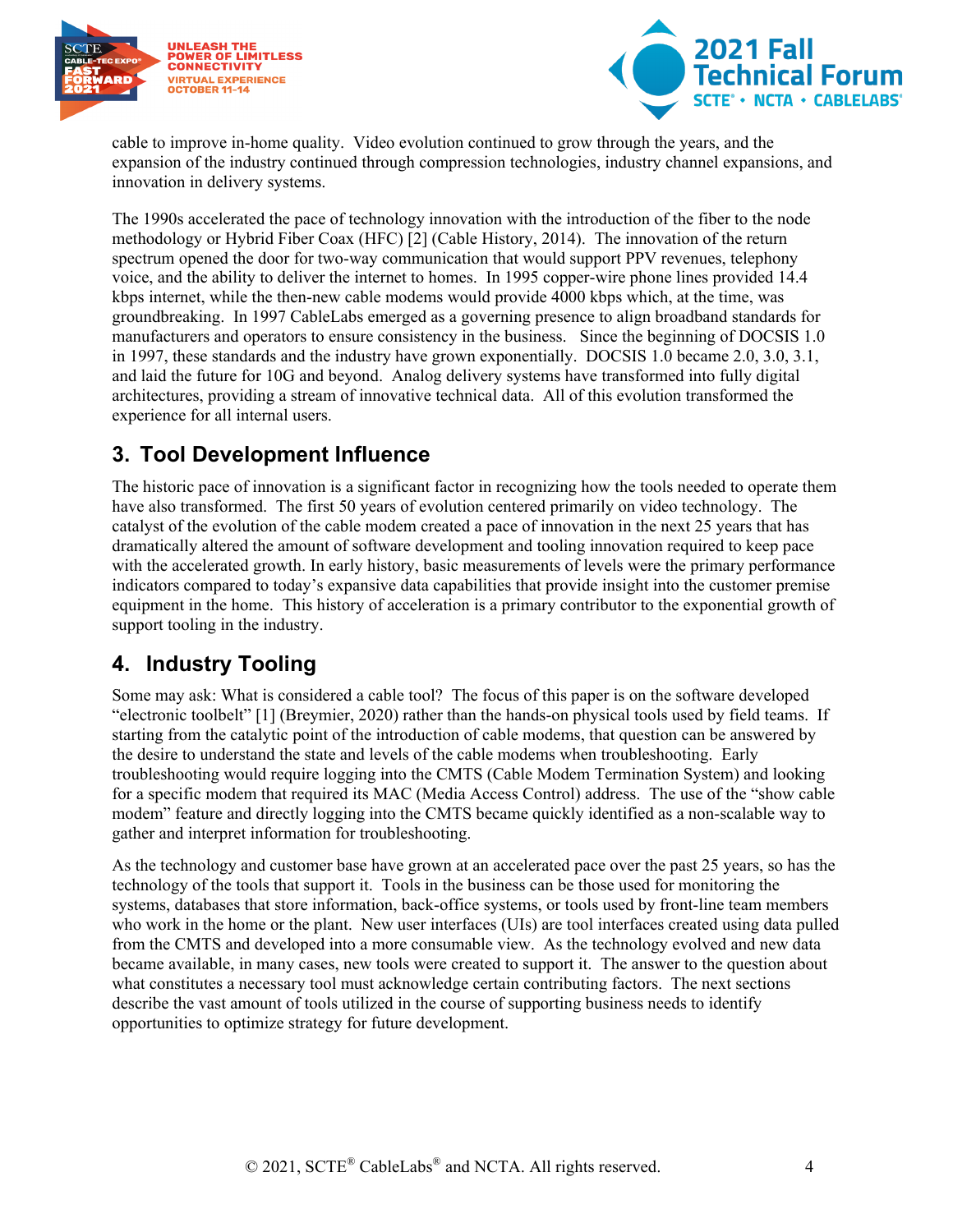cable to improve in-home quality. Video evolution continued to grow through the years, and the expansion of the industry continued through compression technologies, industry channel expansions, and innovation in delivery systems.

The 1990s accelerated the pace of technology innovation with the introduction of the fiber to the node methodology or Hybrid Fiber Coax (HFC) [2] (Cable History, 2014). The innovation of the return spectrum opened the door for two-way communication that would support PPV revenues, telephony voice, and the ability to deliver the internet to homes. In 1995 copper-wire phone lines provided 14.4 kbps internet, while the then-new cable modems would provide 4000 kbps which, at the time, was groundbreaking. In 1997 CableLabs emerged as a governing presence to align broadband standards for manufacturers and operators to ensure consistency in the business. Since the beginning of DOCSIS 1.0 in 1997, these standards and the industry have grown exponentially. DOCSIS 1.0 became 2.0, 3.0, 3.1, and laid the future for 10G and beyond. Analog delivery systems have transformed into fully digital architectures, providing a stream of innovative technical data. All of this evolution transformed the experience for all internal users.

## 3. Tool Development Influence

The historic pace of innovation is a significant factor in recognizing how the tools needed to operate them have also transformed. The first 50 years of evolution centered primarily on video technology. The catalyst of the evolution of the cable modem created a pace of innovation in the next 25 years that has dramatically altered the amount of software development and tooling innovation required to keep pace with the accelerated growth. In early history, basic measurements of levels were the primary performance indicators compared to today's expansive data capabilities that provide insight into the customer premise equipment in the home. This history of acceleration is a primary contributor to the exponential growth of support tooling in the industry.

## 4. Industry Tooling

Some may ask: What is considered a cable tool? The focus of this paper is on the software developed "electronic toolbelt" [1] (Breymier, 2020) rather than the hands-on physical tools used by field teams. If starting from the catalytic point of the introduction of cable modems, that question can be answered by the desire to understand the state and levels of the cable modems when troubleshooting. Early troubleshooting would require logging into the CMTS (Cable Modem Termination System) and looking for a specific modem that required its MAC (Media Access Control) address. The use of the "show cable modem" feature and directly logging into the CMTS became quickly identified as a non-scalable way to gather and interpret information for troubleshooting.

As the technology and customer base have grown at an accelerated pace over the past 25 years, so has the technology of the tools that support it. Tools in the business can be those used for monitoring the systems, databases that store information, back-office systems, or tools used by front-line team members who work in the home or the plant. New user interfaces (UIs) are tool interfaces created using data pulled from the CMTS and developed into a more consumable view. As the technology evolved and new data became available, in many cases, new tools were created to support it. The answer to the question about what constitutes a necessary tool must acknowledge certain contributing factors. The next sections describe the vast amount of tools utilized in the course of supporting business needs to identify opportunities to optimize strategy for future development.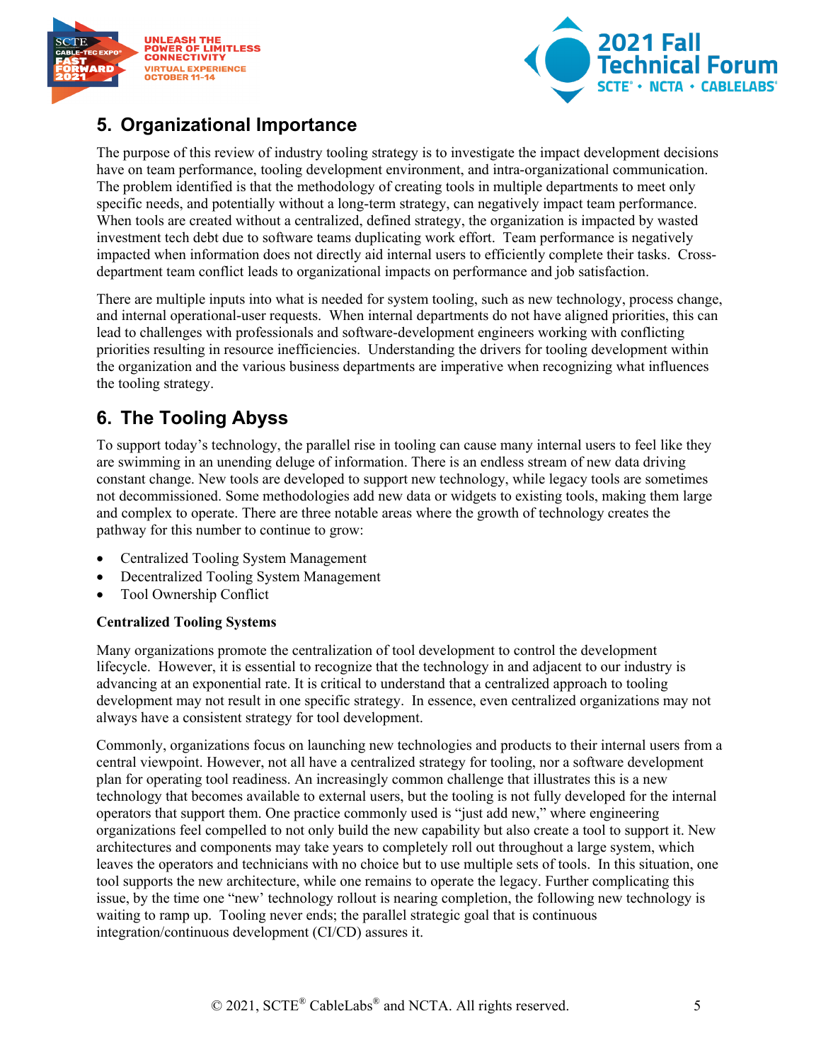## 5. Organizational Importance

The purpose of this review of industry tooling strategy is to investigate the impact development decisions have on team performance, tooling development environment, and intra-organizational communication. The problem identified is that the methodology of creating tools in multiple departments to meet only specific needs, and potentially without a long-term strategy, can negatively impact team performance. When tools are created without a centralized, defined strategy, the organization is impacted by wasted investment tech debt due to software teams duplicating work effort. Team performance is negatively impacted when information does not directly aid internal users to efficiently complete their tasks. Cross-department team conflict leads to organizational impacts on performance and job satisfaction.

There are multiple inputs into what is needed for system tooling, such as new technology, process change, and internal operational-user requests. When internal departments do not have aligned priorities, this can lead to challenges with professionals and software-development engineers working with conflicting priorities resulting in resource inefficiencies. Understanding the drivers for tooling development within the organization and the various business departments are imperative when recognizing what influences the tooling strategy.

## 6. The Tooling Abyss

To support today's technology, the parallel rise in tooling can cause many internal users to feel like they are swimming in an unending deluge of information. There is an endless stream of new data driving constant change. New tools are developed to support new technology, while legacy tools are sometimes not decommissioned. Some methodologies add new data or widgets to existing tools, making them large and complex to operate. There are three notable areas where the growth of technology creates the pathway for this number to continue to grow:

- Centralized Tooling System Management
- Decentralized Tooling System Management
- Tool Ownership Conflict

**Centralized Tooling Systems**

Many organizations promote the centralization of tool development to control the development lifecycle. However, it is essential to recognize that the technology in and adjacent to our industry is advancing at an exponential rate. It is critical to understand that a centralized approach to tooling development may not result in one specific strategy. In essence, even centralized organizations may not always have a consistent strategy for tool development.

Commonly, organizations focus on launching new technologies and products to their internal users from a central viewpoint. However, not all have a centralized strategy for tooling, nor a software development plan for operating tool readiness. An increasingly common challenge that illustrates this is a new technology that becomes available to external users, but the tooling is not fully developed for the internal operators that support them. One practice commonly used is "just add new," where engineering organizations feel compelled to not only build the new capability but also create a tool to support it. New architectures and components may take years to completely roll out throughout a large system, which leaves the operators and technicians with no choice but to use multiple sets of tools. In this situation, one tool supports the new architecture, while one remains to operate the legacy. Further complicating this issue, by the time one "new' technology rollout is nearing completion, the following new technology is waiting to ramp up. Tooling never ends; the parallel strategic goal that is continuous integration/continuous development (CI/CD) assures it.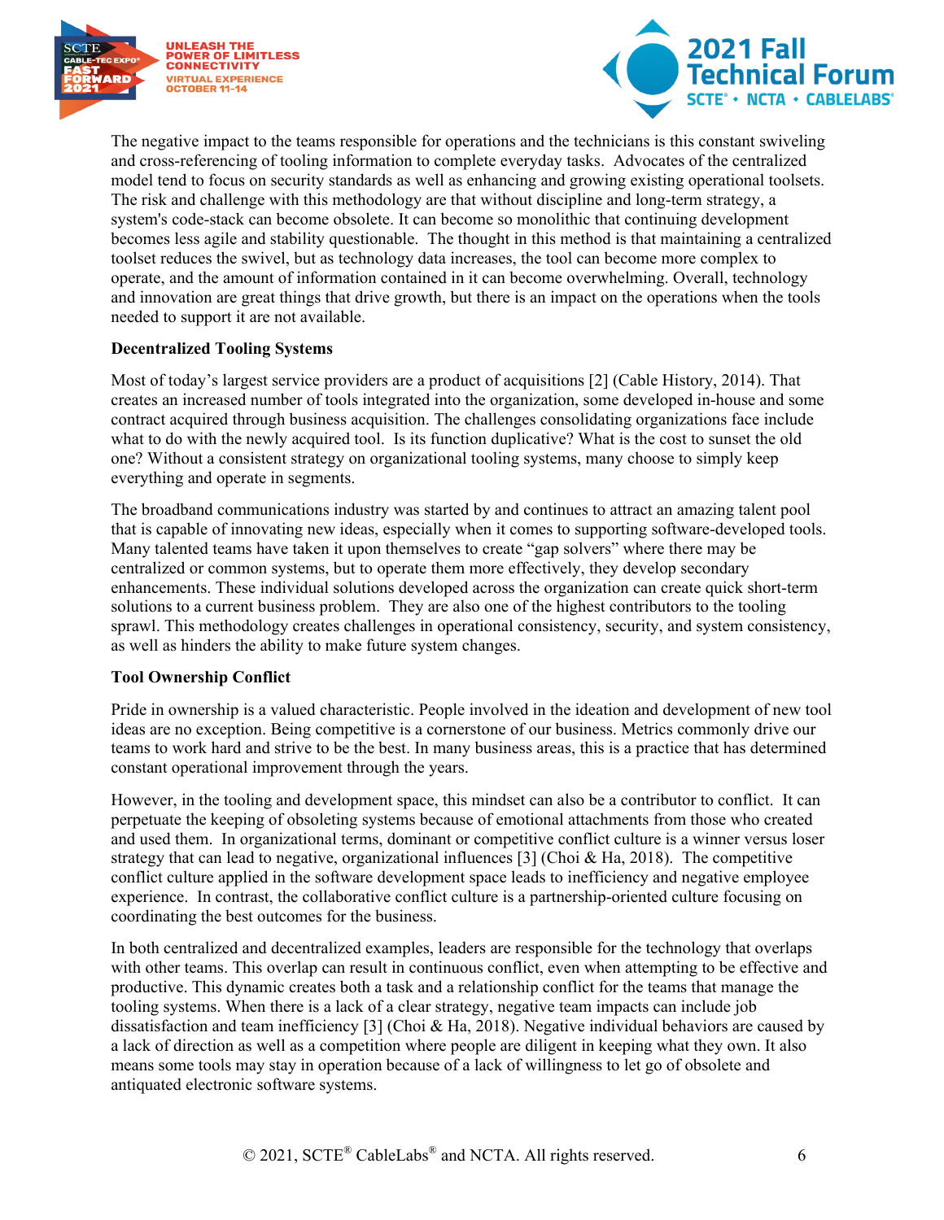The negative impact to the teams responsible for operations and the technicians is this constant swiveling and cross-referencing of tooling information to complete everyday tasks. Advocates of the centralized model tend to focus on security standards as well as enhancing and growing existing operational toolsets. The risk and challenge with this methodology are that without discipline and long-term strategy, a system's code-stack can become obsolete. It can become so monolithic that continuing development becomes less agile and stability questionable. The thought in this method is that maintaining a centralized toolset reduces the swivel, but as technology data increases, the tool can become more complex to operate, and the amount of information contained in it can become overwhelming. Overall, technology and innovation are great things that drive growth, but there is an impact on the operations when the tools needed to support it are not available.

**Decentralized Tooling Systems**

Most of today's largest service providers are a product of acquisitions [2] (Cable History, 2014). That creates an increased number of tools integrated into the organization, some developed in-house and some contract acquired through business acquisition. The challenges consolidating organizations face include what to do with the newly acquired tool. Is its function duplicative? What is the cost to sunset the old one? Without a consistent strategy on organizational tooling systems, many choose to simply keep everything and operate in segments.

The broadband communications industry was started by and continues to attract an amazing talent pool that is capable of innovating new ideas, especially when it comes to supporting software-developed tools. Many talented teams have taken it upon themselves to create "gap solvers" where there may be centralized or common systems, but to operate them more effectively, they develop secondary enhancements. These individual solutions developed across the organization can create quick short-term solutions to a current business problem. They are also one of the highest contributors to the tooling sprawl. This methodology creates challenges in operational consistency, security, and system consistency, as well as hinders the ability to make future system changes.

**Tool Ownership Conflict**

Pride in ownership is a valued characteristic. People involved in the ideation and development of new tool ideas are no exception. Being competitive is a cornerstone of our business. Metrics commonly drive our teams to work hard and strive to be the best. In many business areas, this is a practice that has determined constant operational improvement through the years.

However, in the tooling and development space, this mindset can also be a contributor to conflict. It can perpetuate the keeping of obsoleting systems because of emotional attachments from those who created and used them. In organizational terms, dominant or competitive conflict culture is a winner versus loser strategy that can lead to negative, organizational influences [3] (Choi & Ha, 2018). The competitive conflict culture applied in the software development space leads to inefficiency and negative employee experience. In contrast, the collaborative conflict culture is a partnership-oriented culture focusing on coordinating the best outcomes for the business.

In both centralized and decentralized examples, leaders are responsible for the technology that overlaps with other teams. This overlap can result in continuous conflict, even when attempting to be effective and productive. This dynamic creates both a task and a relationship conflict for the teams that manage the tooling systems. When there is a lack of a clear strategy, negative team impacts can include job dissatisfaction and team inefficiency [3] (Choi & Ha, 2018). Negative individual behaviors are caused by a lack of direction as well as a competition where people are diligent in keeping what they own. It also means some tools may stay in operation because of a lack of willingness to let go of obsolete and antiquated electronic software systems.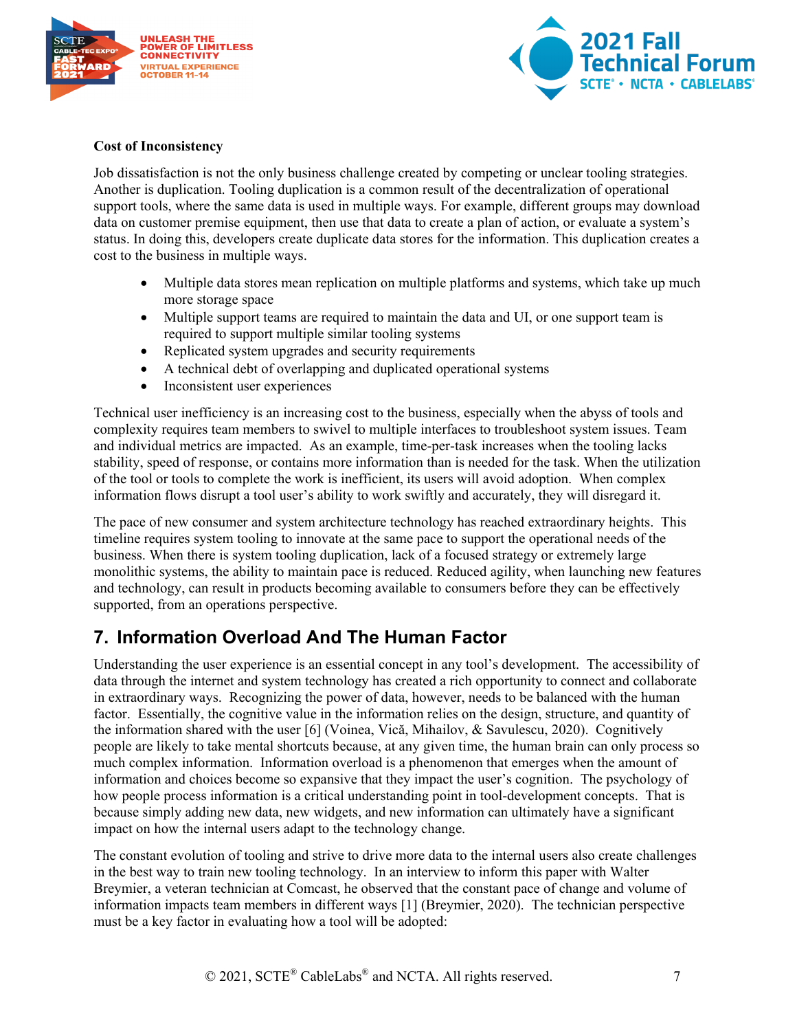**Cost of Inconsistency**

Job dissatisfaction is not the only business challenge created by competing or unclear tooling strategies. Another is duplication. Tooling duplication is a common result of the decentralization of operational support tools, where the same data is used in multiple ways. For example, different groups may download data on customer premise equipment, then use that data to create a plan of action, or evaluate a system's status. In doing this, developers create duplicate data stores for the information. This duplication creates a cost to the business in multiple ways.

- Multiple data stores mean replication on multiple platforms and systems, which take up much more storage space
- Multiple support teams are required to maintain the data and UI, or one support team is required to support multiple similar tooling systems
- Replicated system upgrades and security requirements
- A technical debt of overlapping and duplicated operational systems
- Inconsistent user experiences

Technical user inefficiency is an increasing cost to the business, especially when the abyss of tools and complexity requires team members to swivel to multiple interfaces to troubleshoot system issues. Team and individual metrics are impacted. As an example, time-per-task increases when the tooling lacks stability, speed of response, or contains more information than is needed for the task. When the utilization of the tool or tools to complete the work is inefficient, its users will avoid adoption. When complex information flows disrupt a tool user's ability to work swiftly and accurately, they will disregard it.

The pace of new consumer and system architecture technology has reached extraordinary heights. This timeline requires system tooling to innovate at the same pace to support the operational needs of the business. When there is system tooling duplication, lack of a focused strategy or extremely large monolithic systems, the ability to maintain pace is reduced. Reduced agility, when launching new features and technology, can result in products becoming available to consumers before they can be effectively supported, from an operations perspective.

## 7. Information Overload And The Human Factor

Understanding the user experience is an essential concept in any tool's development. The accessibility of data through the internet and system technology has created a rich opportunity to connect and collaborate in extraordinary ways. Recognizing the power of data, however, needs to be balanced with the human factor. Essentially, the cognitive value in the information relies on the design, structure, and quantity of the information shared with the user [6] (Voinea, Vică, Mihailov, & Savulescu, 2020). Cognitively people are likely to take mental shortcuts because, at any given time, the human brain can only process so much complex information. Information overload is a phenomenon that emerges when the amount of information and choices become so expansive that they impact the user's cognition. The psychology of how people process information is a critical understanding point in tool-development concepts. That is because simply adding new data, new widgets, and new information can ultimately have a significant impact on how the internal users adapt to the technology change.

The constant evolution of tooling and strive to drive more data to the internal users also create challenges in the best way to train new tooling technology. In an interview to inform this paper with Walter Breymier, a veteran technician at Comcast, he observed that the constant pace of change and volume of information impacts team members in different ways [1] (Breymier, 2020). The technician perspective must be a key factor in evaluating how a tool will be adopted: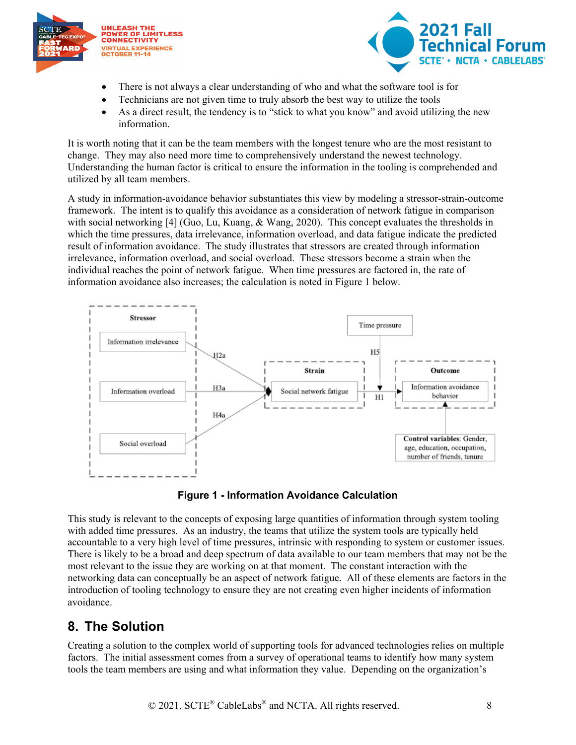- There is not always a clear understanding of who and what the software tool is for
- Technicians are not given time to truly absorb the best way to utilize the tools
- As a direct result, the tendency is to "stick to what you know" and avoid utilizing the new information.

It is worth noting that it can be the team members with the longest tenure who are the most resistant to change. They may also need more time to comprehensively understand the newest technology. Understanding the human factor is critical to ensure the information in the tooling is comprehended and utilized by all team members.

A study in information-avoidance behavior substantiates this view by modeling a stressor-strain-outcome framework. The intent is to qualify this avoidance as a consideration of network fatigue in comparison with social networking [4] (Guo, Lu, Kuang, & Wang, 2020). This concept evaluates the thresholds in which the time pressures, data irrelevance, information overload, and data fatigue indicate the predicted result of information avoidance. The study illustrates that stressors are created through information irrelevance, information overload, and social overload. These stressors become a strain when the individual reaches the point of network fatigue. When time pressures are factored in, the rate of information avoidance also increases; the calculation is noted in Figure 1 below.

**Figure 1 - Information Avoidance Calculation**

This study is relevant to the concepts of exposing large quantities of information through system tooling with added time pressures. As an industry, the teams that utilize the system tools are typically held accountable to a very high level of time pressures, intrinsic with responding to system or customer issues. There is likely to be a broad and deep spectrum of data available to our team members that may not be the most relevant to the issue they are working on at that moment. The constant interaction with the networking data can conceptually be an aspect of network fatigue. All of these elements are factors in the introduction of tooling technology to ensure they are not creating even higher incidents of information avoidance.

## 8. The Solution

Creating a solution to the complex world of supporting tools for advanced technologies relies on multiple factors. The initial assessment comes from a survey of operational teams to identify how many system tools the team members are using and what information they value. Depending on the organization's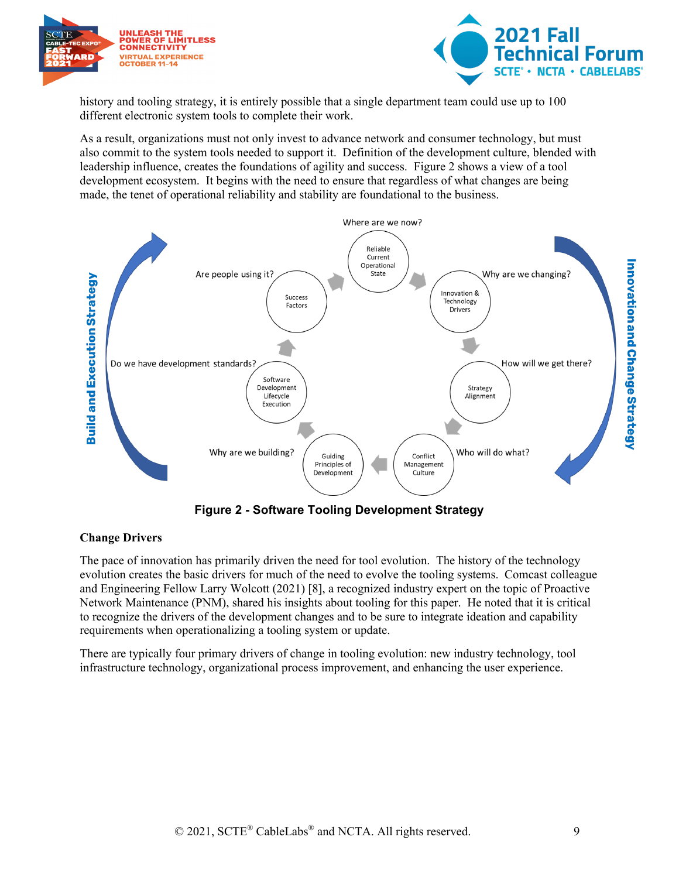history and tooling strategy, it is entirely possible that a single department team could use up to 100 different electronic system tools to complete their work.

As a result, organizations must not only invest to advance network and consumer technology, but must also commit to the system tools needed to support it. Definition of the development culture, blended with leadership influence, creates the foundations of agility and success. Figure 2 shows a view of a tool development ecosystem. It begins with the need to ensure that regardless of what changes are being made, the tenet of operational reliability and stability are foundational to the business.

**Figure 2 - Software Tooling Development Strategy**

### Change Drivers

The pace of innovation has primarily driven the need for tool evolution. The history of the technology evolution creates the basic drivers for much of the need to evolve the tooling systems. Comcast colleague and Engineering Fellow Larry Wolcott (2021) [8], a recognized industry expert on the topic of Proactive Network Maintenance (PNM), shared his insights about tooling for this paper. He noted that it is critical to recognize the drivers of the development changes and to be sure to integrate ideation and capability requirements when operationalizing a tooling system or update.

There are typically four primary drivers of change in tooling evolution: new industry technology, tool infrastructure technology, organizational process improvement, and enhancing the user experience.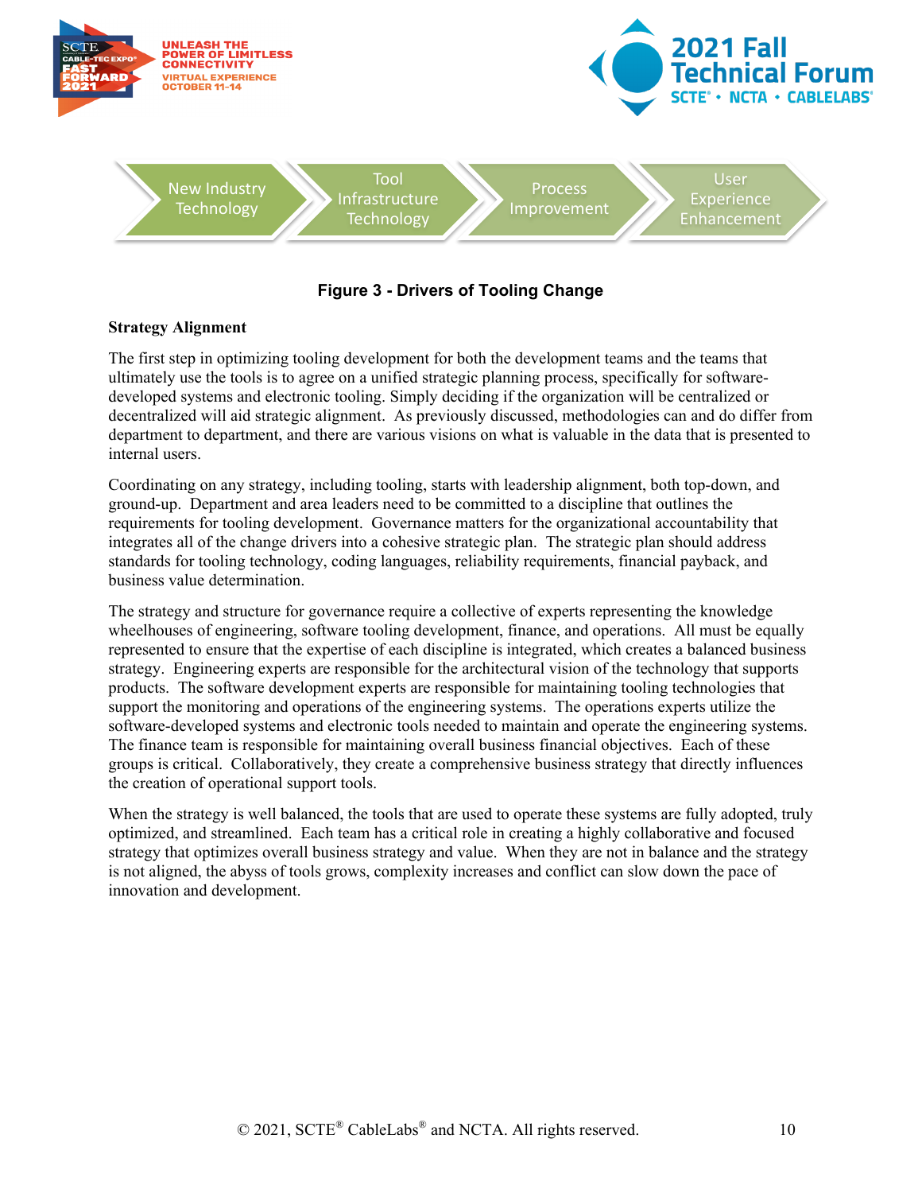New Industry Technology → Tool Infrastructure Technology → Process Improvement → User Experience Enhancement

**Figure 3 - Drivers of Tooling Change**

**Strategy Alignment**

The first step in optimizing tooling development for both the development teams and the teams that ultimately use the tools is to agree on a unified strategic planning process, specifically for software-developed systems and electronic tooling. Simply deciding if the organization will be centralized or decentralized will aid strategic alignment. As previously discussed, methodologies can and do differ from department to department, and there are various visions on what is valuable in the data that is presented to internal users.

Coordinating on any strategy, including tooling, starts with leadership alignment, both top-down, and ground-up. Department and area leaders need to be committed to a discipline that outlines the requirements for tooling development. Governance matters for the organizational accountability that integrates all of the change drivers into a cohesive strategic plan. The strategic plan should address standards for tooling technology, coding languages, reliability requirements, financial payback, and business value determination.

The strategy and structure for governance require a collective of experts representing the knowledge wheelhouses of engineering, software tooling development, finance, and operations. All must be equally represented to ensure that the expertise of each discipline is integrated, which creates a balanced business strategy. Engineering experts are responsible for the architectural vision of the technology that supports products. The software development experts are responsible for maintaining tooling technologies that support the monitoring and operations of the engineering systems. The operations experts utilize the software-developed systems and electronic tools needed to maintain and operate the engineering systems. The finance team is responsible for maintaining overall business financial objectives. Each of these groups is critical. Collaboratively, they create a comprehensive business strategy that directly influences the creation of operational support tools.

When the strategy is well balanced, the tools that are used to operate these systems are fully adopted, truly optimized, and streamlined. Each team has a critical role in creating a highly collaborative and focused strategy that optimizes overall business strategy and value. When they are not in balance and the strategy is not aligned, the abyss of tools grows, complexity increases and conflict can slow down the pace of innovation and development.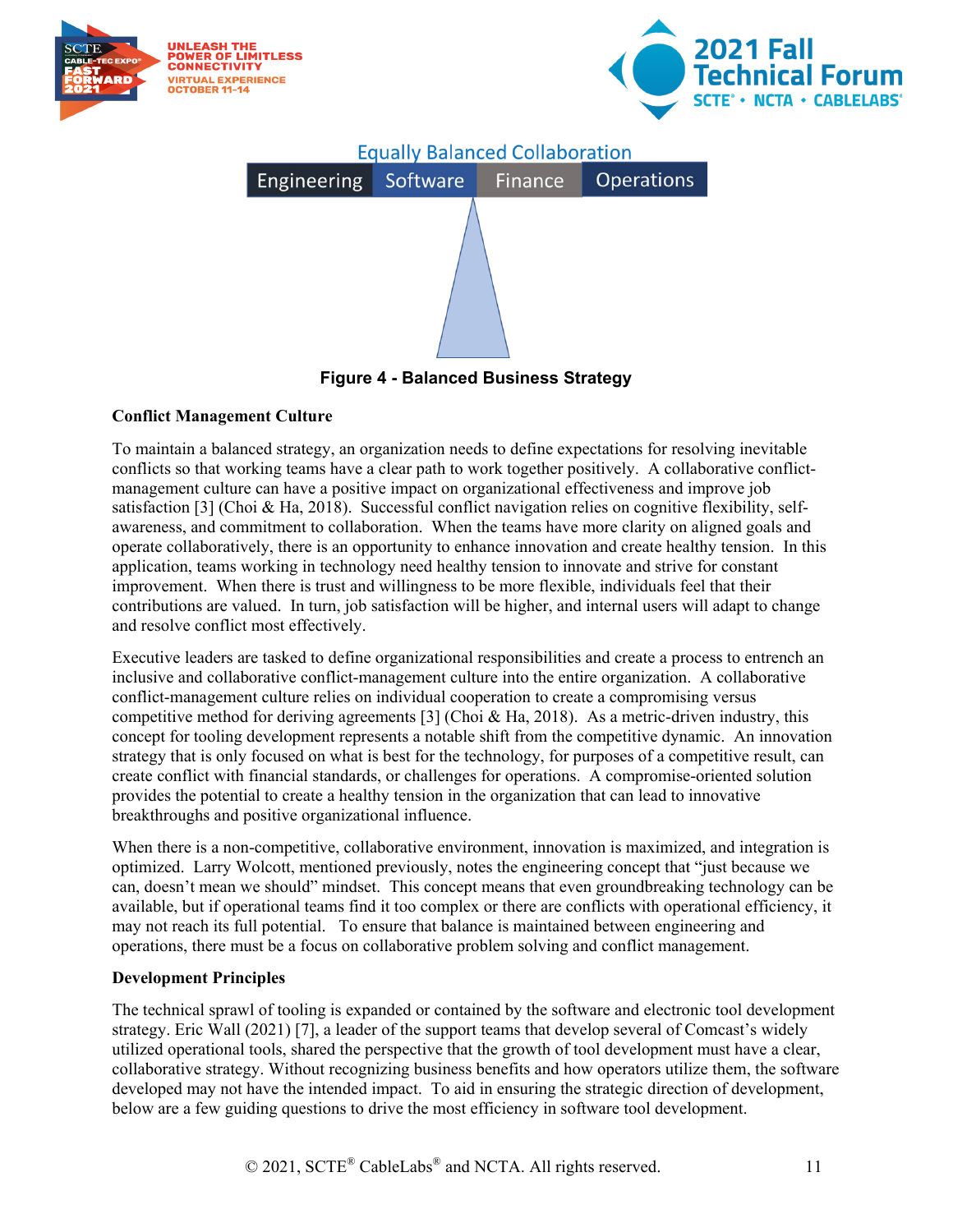Equally Balanced Collaboration

Engineering | Software | Finance | Operations

Figure 4 - Balanced Business Strategy

### Conflict Management Culture

To maintain a balanced strategy, an organization needs to define expectations for resolving inevitable conflicts so that working teams have a clear path to work together positively. A collaborative conflict-management culture can have a positive impact on organizational effectiveness and improve job satisfaction [3] (Choi & Ha, 2018). Successful conflict navigation relies on cognitive flexibility, self-awareness, and commitment to collaboration. When the teams have more clarity on aligned goals and operate collaboratively, there is an opportunity to enhance innovation and create healthy tension. In this application, teams working in technology need healthy tension to innovate and strive for constant improvement. When there is trust and willingness to be more flexible, individuals feel that their contributions are valued. In turn, job satisfaction will be higher, and internal users will adapt to change and resolve conflict most effectively.

Executive leaders are tasked to define organizational responsibilities and create a process to entrench an inclusive and collaborative conflict-management culture into the entire organization. A collaborative conflict-management culture relies on individual cooperation to create a compromising versus competitive method for deriving agreements [3] (Choi & Ha, 2018). As a metric-driven industry, this concept for tooling development represents a notable shift from the competitive dynamic. An innovation strategy that is only focused on what is best for the technology, for purposes of a competitive result, can create conflict with financial standards, or challenges for operations. A compromise-oriented solution provides the potential to create a healthy tension in the organization that can lead to innovative breakthroughs and positive organizational influence.

When there is a non-competitive, collaborative environment, innovation is maximized, and integration is optimized. Larry Wolcott, mentioned previously, notes the engineering concept that "just because we can, doesn't mean we should" mindset. This concept means that even groundbreaking technology can be available, but if operational teams find it too complex or there are conflicts with operational efficiency, it may not reach its full potential. To ensure that balance is maintained between engineering and operations, there must be a focus on collaborative problem solving and conflict management.

### Development Principles

The technical sprawl of tooling is expanded or contained by the software and electronic tool development strategy. Eric Wall (2021) [7], a leader of the support teams that develop several of Comcast's widely utilized operational tools, shared the perspective that the growth of tool development must have a clear, collaborative strategy. Without recognizing business benefits and how operators utilize them, the software developed may not have the intended impact. To aid in ensuring the strategic direction of development, below are a few guiding questions to drive the most efficiency in software tool development.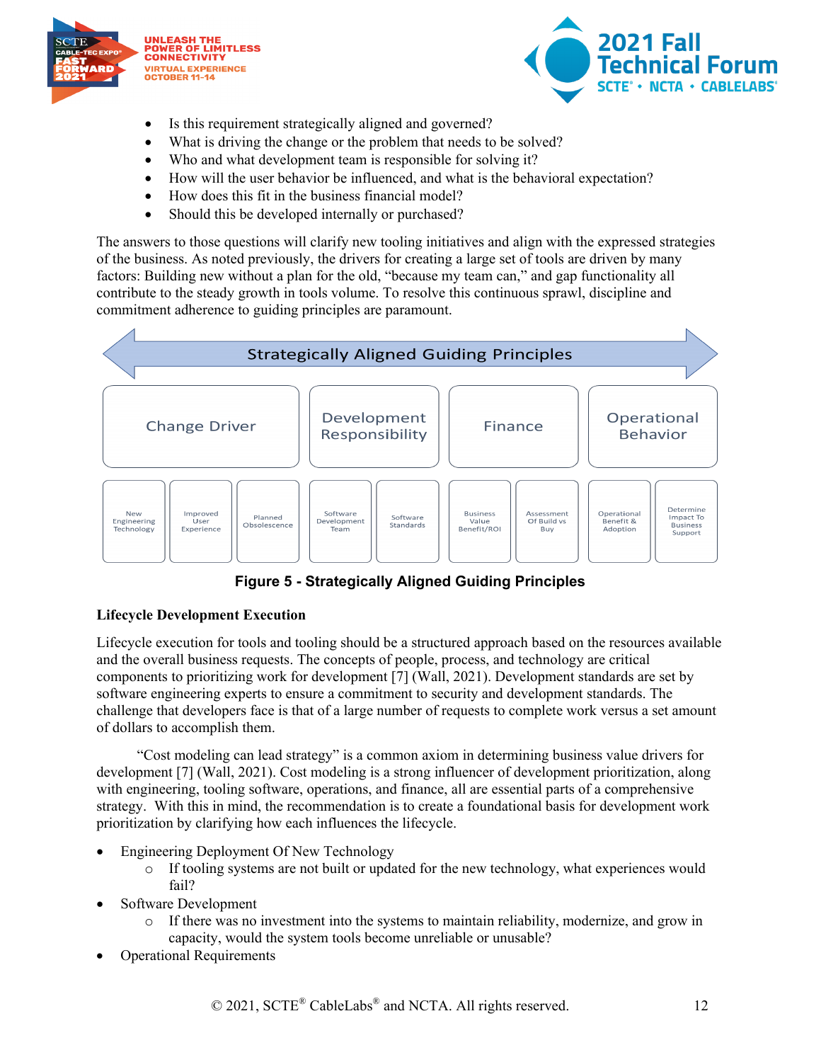- Is this requirement strategically aligned and governed?
- What is driving the change or the problem that needs to be solved?
- Who and what development team is responsible for solving it?
- How will the user behavior be influenced, and what is the behavioral expectation?
- How does this fit in the business financial model?
- Should this be developed internally or purchased?

The answers to those questions will clarify new tooling initiatives and align with the expressed strategies of the business. As noted previously, the drivers for creating a large set of tools are driven by many factors: Building new without a plan for the old, "because my team can," and gap functionality all contribute to the steady growth in tools volume. To resolve this continuous sprawl, discipline and commitment adherence to guiding principles are paramount.

| Strategically Aligned Guiding Principles | | | | | | | | | |
|---|---|---|---|---|---|---|---|---|---|
| Change Driver | | | Development Responsibility | | Finance | | Operational Behavior | |
| New Engineering Technology | Improved User Experience | Planned Obsolescence | Software Development Team | Software Standards | Business Value Benefit/ROI | Assessment Of Build vs Buy | Operational Benefit & Adoption | Determine Impact To Business Support |

**Figure 5 - Strategically Aligned Guiding Principles**

**Lifecycle Development Execution**

Lifecycle execution for tools and tooling should be a structured approach based on the resources available and the overall business requests. The concepts of people, process, and technology are critical components to prioritizing work for development [7] (Wall, 2021). Development standards are set by software engineering experts to ensure a commitment to security and development standards. The challenge that developers face is that of a large number of requests to complete work versus a set amount of dollars to accomplish them.

"Cost modeling can lead strategy" is a common axiom in determining business value drivers for development [7] (Wall, 2021). Cost modeling is a strong influencer of development prioritization, along with engineering, tooling software, operations, and finance, all are essential parts of a comprehensive strategy. With this in mind, the recommendation is to create a foundational basis for development work prioritization by clarifying how each influences the lifecycle.

- Engineering Deployment Of New Technology
  - If tooling systems are not built or updated for the new technology, what experiences would fail?
- Software Development
  - If there was no investment into the systems to maintain reliability, modernize, and grow in capacity, would the system tools become unreliable or unusable?
- Operational Requirements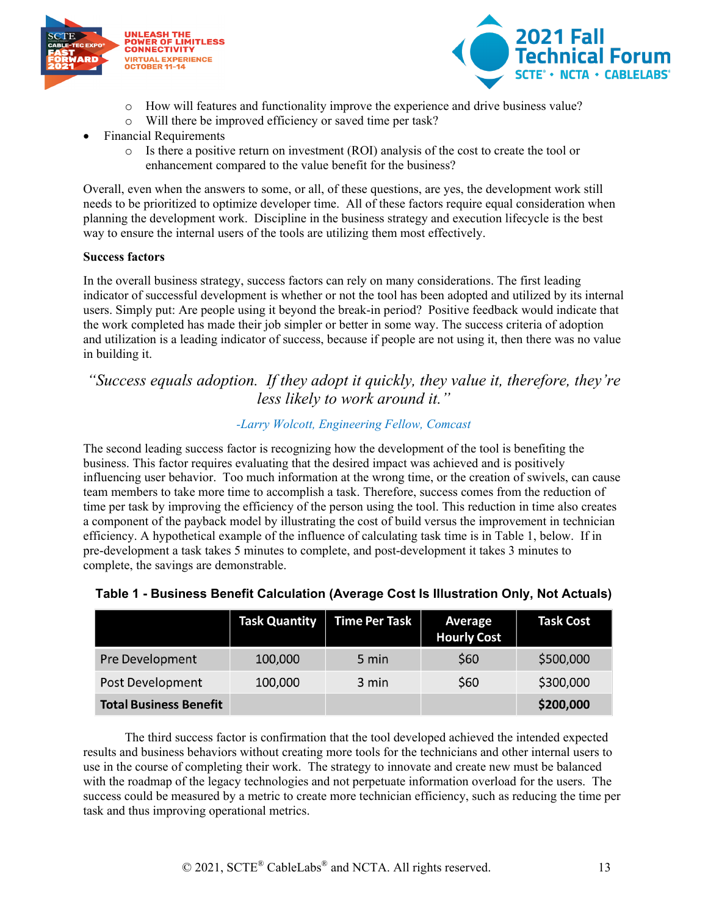- How will features and functionality improve the experience and drive business value?
    - Will there be improved efficiency or saved time per task?
- Financial Requirements
    - Is there a positive return on investment (ROI) analysis of the cost to create the tool or enhancement compared to the value benefit for the business?

Overall, even when the answers to some, or all, of these questions, are yes, the development work still needs to be prioritized to optimize developer time. All of these factors require equal consideration when planning the development work. Discipline in the business strategy and execution lifecycle is the best way to ensure the internal users of the tools are utilizing them most effectively.

**Success factors**

In the overall business strategy, success factors can rely on many considerations. The first leading indicator of successful development is whether or not the tool has been adopted and utilized by its internal users. Simply put: Are people using it beyond the break-in period? Positive feedback would indicate that the work completed has made their job simpler or better in some way. The success criteria of adoption and utilization is a leading indicator of success, because if people are not using it, then there was no value in building it.

*"Success equals adoption. If they adopt it quickly, they value it, therefore, they're less likely to work around it."*

*-Larry Wolcott, Engineering Fellow, Comcast*

The second leading success factor is recognizing how the development of the tool is benefiting the business. This factor requires evaluating that the desired impact was achieved and is positively influencing user behavior. Too much information at the wrong time, or the creation of swivels, can cause team members to take more time to accomplish a task. Therefore, success comes from the reduction of time per task by improving the efficiency of the person using the tool. This reduction in time also creates a component of the payback model by illustrating the cost of build versus the improvement in technician efficiency. A hypothetical example of the influence of calculating task time is in Table 1, below. If in pre-development a task takes 5 minutes to complete, and post-development it takes 3 minutes to complete, the savings are demonstrable.

**Table 1 - Business Benefit Calculation (Average Cost Is Illustration Only, Not Actuals)**

| | Task Quantity | Time Per Task | Average Hourly Cost | Task Cost |
|---|---|---|---|---|
| Pre Development | 100,000 | 5 min | $60 | $500,000 |
| Post Development | 100,000 | 3 min | $60 | $300,000 |
| **Total Business Benefit** | | | | **$200,000** |

The third success factor is confirmation that the tool developed achieved the intended expected results and business behaviors without creating more tools for the technicians and other internal users to use in the course of completing their work. The strategy to innovate and create new must be balanced with the roadmap of the legacy technologies and not perpetuate information overload for the users. The success could be measured by a metric to create more technician efficiency, such as reducing the time per task and thus improving operational metrics.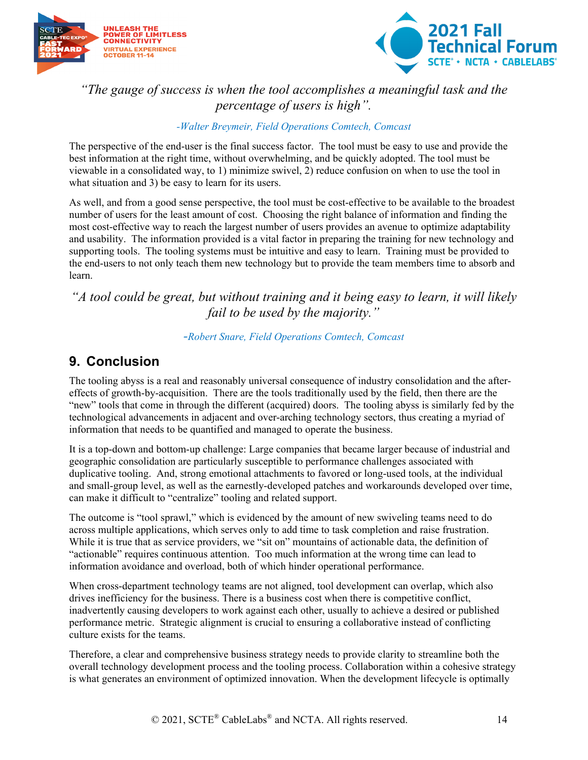*"The gauge of success is when the tool accomplishes a meaningful task and the percentage of users is high".*

*-Walter Breymeir, Field Operations Comtech, Comcast*

The perspective of the end-user is the final success factor. The tool must be easy to use and provide the best information at the right time, without overwhelming, and be quickly adopted. The tool must be viewable in a consolidated way, to 1) minimize swivel, 2) reduce confusion on when to use the tool in what situation and 3) be easy to learn for its users.

As well, and from a good sense perspective, the tool must be cost-effective to be available to the broadest number of users for the least amount of cost. Choosing the right balance of information and finding the most cost-effective way to reach the largest number of users provides an avenue to optimize adaptability and usability. The information provided is a vital factor in preparing the training for new technology and supporting tools. The tooling systems must be intuitive and easy to learn. Training must be provided to the end-users to not only teach them new technology but to provide the team members time to absorb and learn.

*"A tool could be great, but without training and it being easy to learn, it will likely fail to be used by the majority."*

*-Robert Snare, Field Operations Comtech, Comcast*

## 9. Conclusion

The tooling abyss is a real and reasonably universal consequence of industry consolidation and the after-effects of growth-by-acquisition. There are the tools traditionally used by the field, then there are the "new" tools that come in through the different (acquired) doors. The tooling abyss is similarly fed by the technological advancements in adjacent and over-arching technology sectors, thus creating a myriad of information that needs to be quantified and managed to operate the business.

It is a top-down and bottom-up challenge: Large companies that became larger because of industrial and geographic consolidation are particularly susceptible to performance challenges associated with duplicative tooling. And, strong emotional attachments to favored or long-used tools, at the individual and small-group level, as well as the earnestly-developed patches and workarounds developed over time, can make it difficult to "centralize" tooling and related support.

The outcome is "tool sprawl," which is evidenced by the amount of new swiveling teams need to do across multiple applications, which serves only to add time to task completion and raise frustration. While it is true that as service providers, we "sit on" mountains of actionable data, the definition of "actionable" requires continuous attention. Too much information at the wrong time can lead to information avoidance and overload, both of which hinder operational performance.

When cross-department technology teams are not aligned, tool development can overlap, which also drives inefficiency for the business. There is a business cost when there is competitive conflict, inadvertently causing developers to work against each other, usually to achieve a desired or published performance metric. Strategic alignment is crucial to ensuring a collaborative instead of conflicting culture exists for the teams.

Therefore, a clear and comprehensive business strategy needs to provide clarity to streamline both the overall technology development process and the tooling process. Collaboration within a cohesive strategy is what generates an environment of optimized innovation. When the development lifecycle is optimally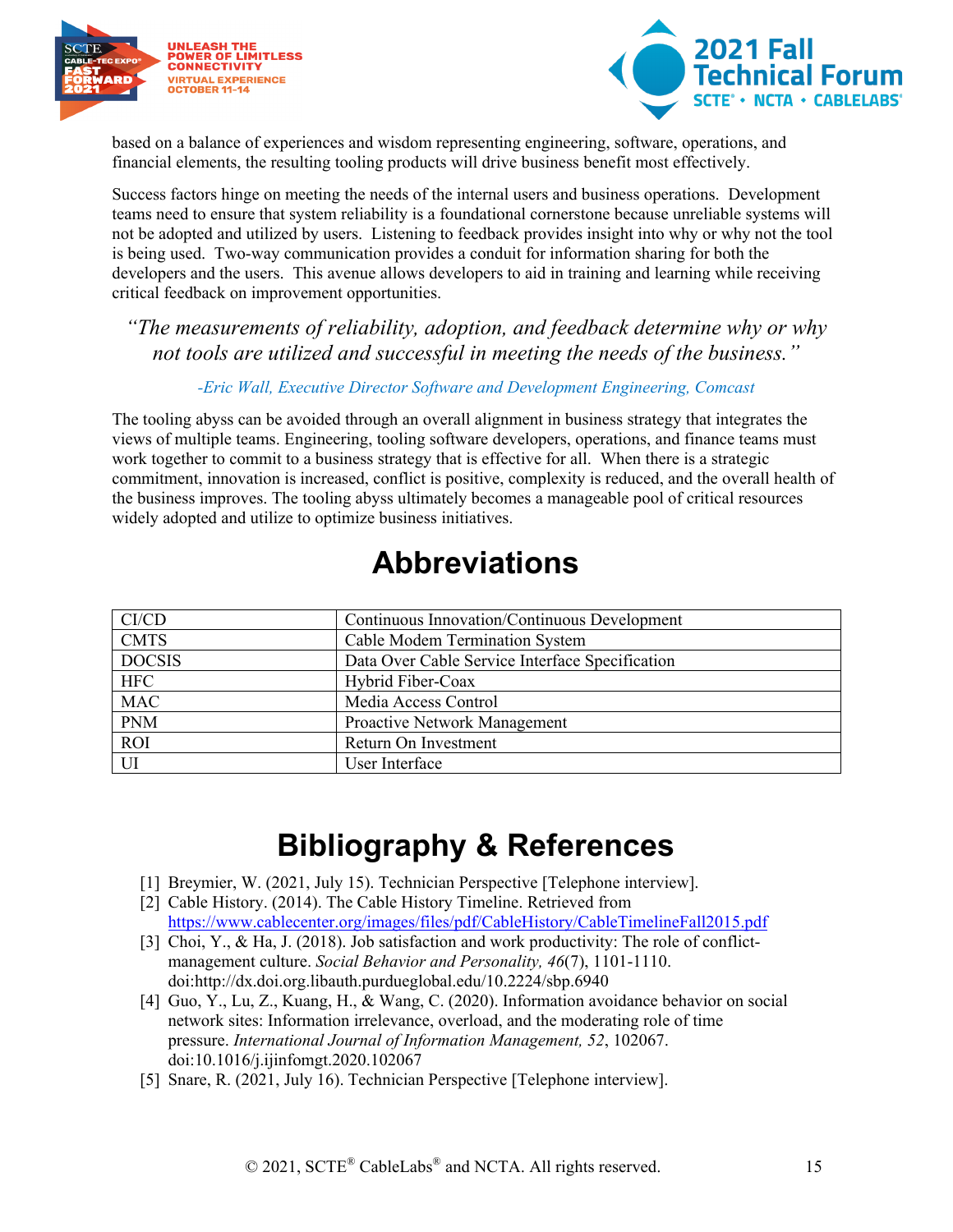based on a balance of experiences and wisdom representing engineering, software, operations, and financial elements, the resulting tooling products will drive business benefit most effectively.

Success factors hinge on meeting the needs of the internal users and business operations. Development teams need to ensure that system reliability is a foundational cornerstone because unreliable systems will not be adopted and utilized by users. Listening to feedback provides insight into why or why not the tool is being used. Two-way communication provides a conduit for information sharing for both the developers and the users. This avenue allows developers to aid in training and learning while receiving critical feedback on improvement opportunities.

> *"The measurements of reliability, adoption, and feedback determine why or why not tools are utilized and successful in meeting the needs of the business."*
>
> *-Eric Wall, Executive Director Software and Development Engineering, Comcast*

The tooling abyss can be avoided through an overall alignment in business strategy that integrates the views of multiple teams. Engineering, tooling software developers, operations, and finance teams must work together to commit to a business strategy that is effective for all. When there is a strategic commitment, innovation is increased, conflict is positive, complexity is reduced, and the overall health of the business improves. The tooling abyss ultimately becomes a manageable pool of critical resources widely adopted and utilize to optimize business initiatives.

# Abbreviations

| | |
|---|---|
| CI/CD | Continuous Innovation/Continuous Development |
| CMTS | Cable Modem Termination System |
| DOCSIS | Data Over Cable Service Interface Specification |
| HFC | Hybrid Fiber-Coax |
| MAC | Media Access Control |
| PNM | Proactive Network Management |
| ROI | Return On Investment |
| UI | User Interface |

# Bibliography & References

[1] Breymier, W. (2021, July 15). Technician Perspective [Telephone interview].

[2] Cable History. (2014). The Cable History Timeline. Retrieved from https://www.cablecenter.org/images/files/pdf/CableHistory/CableTimelineFall2015.pdf

[3] Choi, Y., & Ha, J. (2018). Job satisfaction and work productivity: The role of conflict-management culture. *Social Behavior and Personality, 46*(7), 1101-1110. doi:http://dx.doi.org.libauth.purdueglobal.edu/10.2224/sbp.6940

[4] Guo, Y., Lu, Z., Kuang, H., & Wang, C. (2020). Information avoidance behavior on social network sites: Information irrelevance, overload, and the moderating role of time pressure. *International Journal of Information Management, 52*, 102067. doi:10.1016/j.ijinfomgt.2020.102067

[5] Snare, R. (2021, July 16). Technician Perspective [Telephone interview].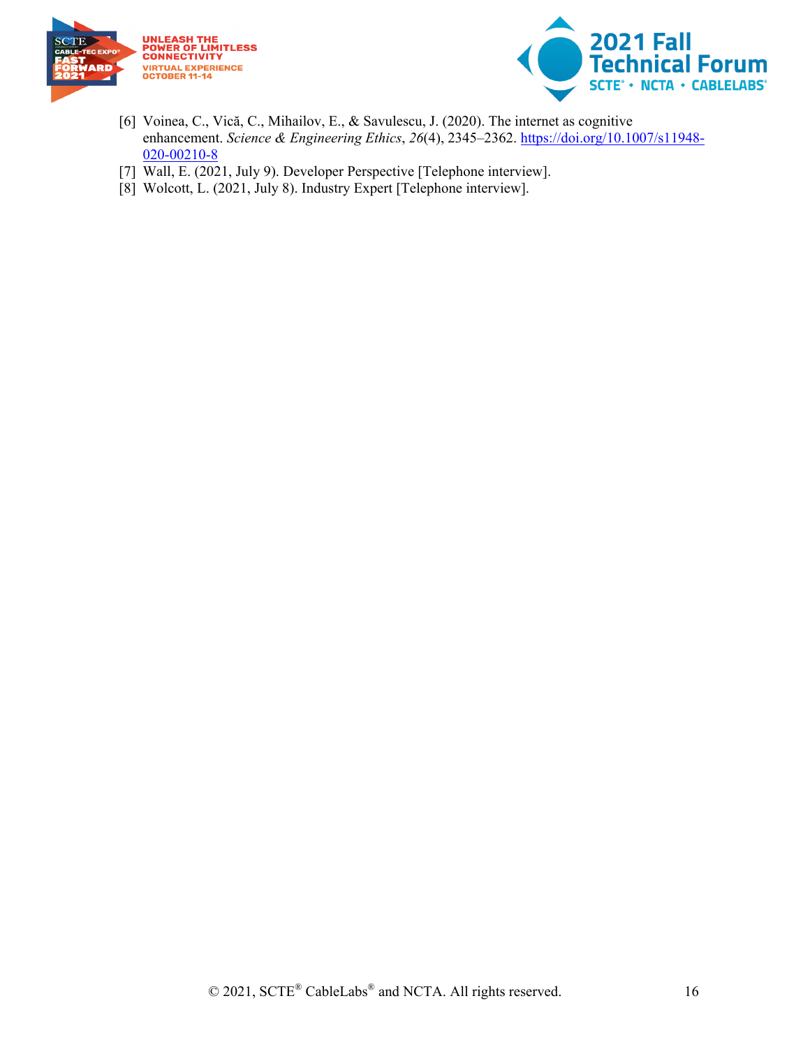[6] Voinea, C., Vică, C., Mihailov, E., & Savulescu, J. (2020). The internet as cognitive enhancement. *Science & Engineering Ethics*, *26*(4), 2345–2362. https://doi.org/10.1007/s11948-020-00210-8

[7] Wall, E. (2021, July 9). Developer Perspective [Telephone interview].

[8] Wolcott, L. (2021, July 8). Industry Expert [Telephone interview].